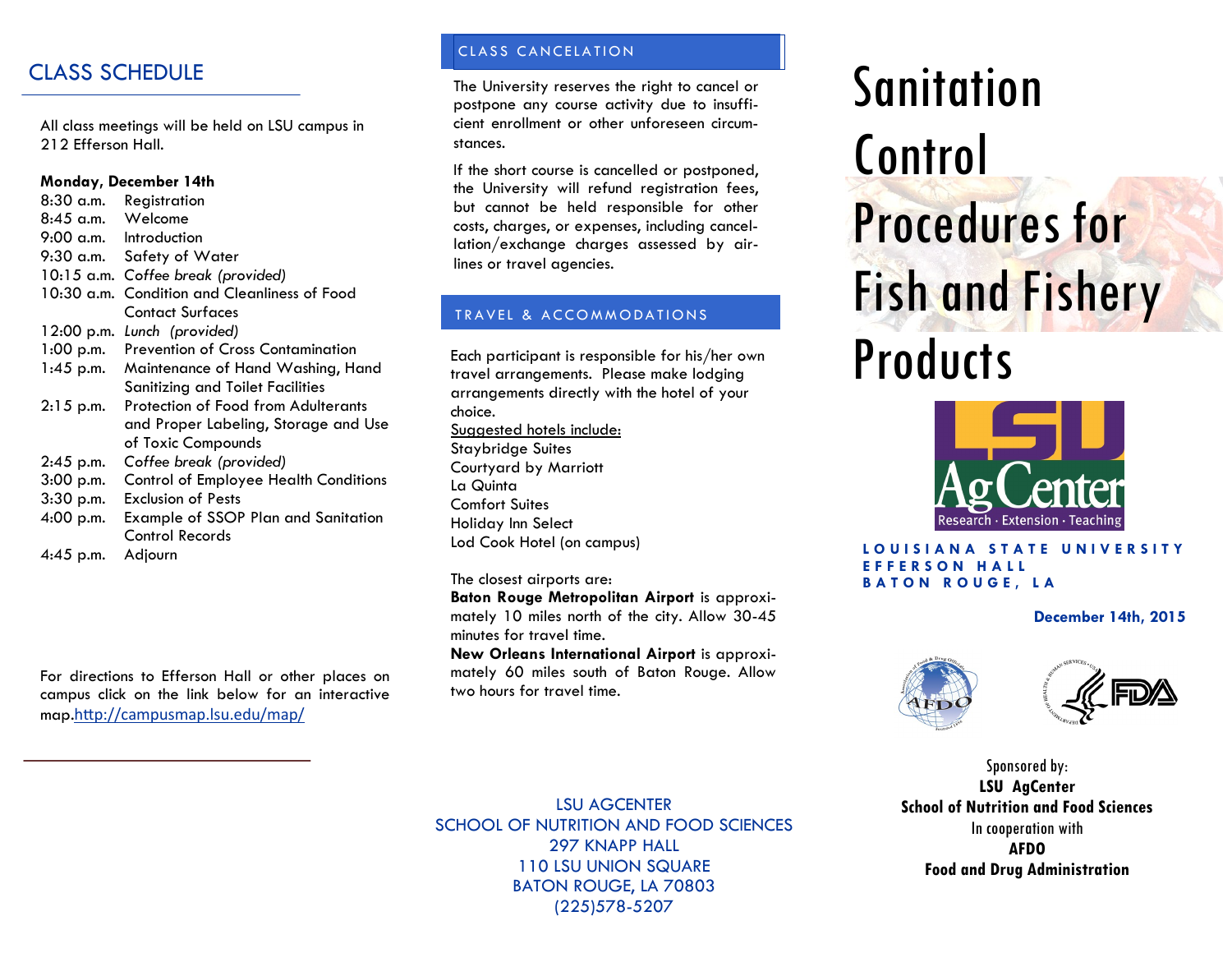## CLASS SCHEDULE

All class meetings will be held on LSU campus in 212 Efferson Hall.

**Monday, December 14th**

| | |
|---|---|
| 8:30 a.m. | Registration |
| 8:45 a.m. | Welcome |
| 9:00 a.m. | Introduction |
| 9:30 a.m. | Safety of Water |
| 10:15 a.m. | *Coffee break (provided)* |
| 10:30 a.m. | Condition and Cleanliness of Food Contact Surfaces |
| 12:00 p.m. | *Lunch (provided)* |
| 1:00 p.m. | Prevention of Cross Contamination |
| 1:45 p.m. | Maintenance of Hand Washing, Hand Sanitizing and Toilet Facilities |
| 2:15 p.m. | Protection of Food from Adulterants and Proper Labeling, Storage and Use of Toxic Compounds |
| 2:45 p.m. | *Coffee break (provided)* |
| 3:00 p.m. | Control of Employee Health Conditions |
| 3:30 p.m. | Exclusion of Pests |
| 4:00 p.m. | Example of SSOP Plan and Sanitation Control Records |
| 4:45 p.m. | Adjourn |

For directions to Efferson Hall or other places on campus click on the link below for an interactive map.http://campusmap.lsu.edu/map/

## CLASS CANCELATION

The University reserves the right to cancel or postpone any course activity due to insufficient enrollment or other unforeseen circumstances.

If the short course is cancelled or postponed, the University will refund registration fees, but cannot be held responsible for other costs, charges, or expenses, including cancellation/exchange charges assessed by airlines or travel agencies.

## TRAVEL & ACCOMMODATIONS

Each participant is responsible for his/her own travel arrangements. Please make lodging arrangements directly with the hotel of your choice.

Suggested hotels include:

Staybridge Suites
Courtyard by Marriott
La Quinta
Comfort Suites
Holiday Inn Select
Lod Cook Hotel (on campus)

The closest airports are:

**Baton Rouge Metropolitan Airport** is approximately 10 miles north of the city. Allow 30-45 minutes for travel time.

**New Orleans International Airport** is approximately 60 miles south of Baton Rouge. Allow two hours for travel time.

LSU AGCENTER
SCHOOL OF NUTRITION AND FOOD SCIENCES
297 KNAPP HALL
110 LSU UNION SQUARE
BATON ROUGE, LA 70803
(225)578-5207

# Sanitation Control Procedures for Fish and Fishery Products

LSU AgCenter
Research · Extension · Teaching

**LOUISIANA STATE UNIVERSITY**
**EFFERSON HALL**
**BATON ROUGE, LA**

**December 14th, 2015**

Sponsored by:
**LSU AgCenter**
**School of Nutrition and Food Sciences**
In cooperation with
**AFDO**
**Food and Drug Administration**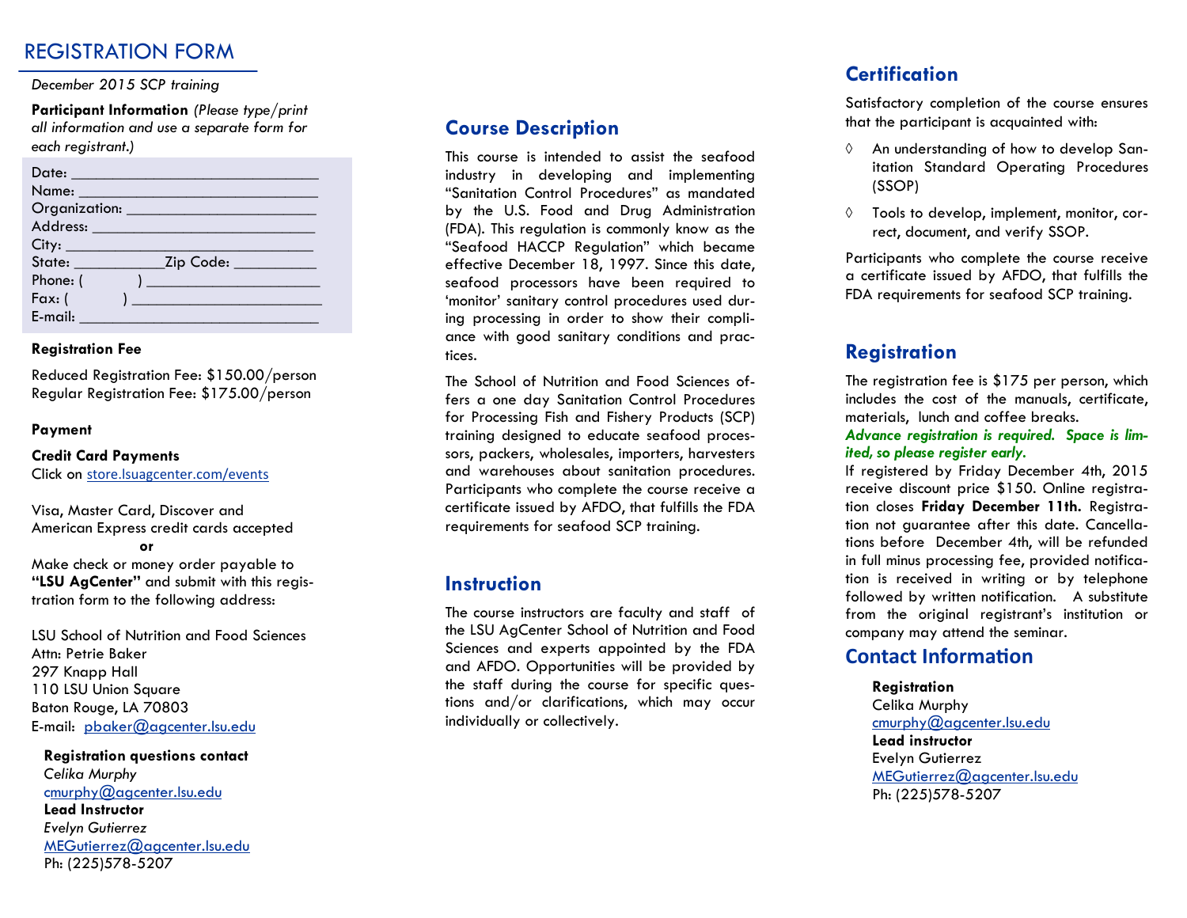# REGISTRATION FORM

*December 2015 SCP training*

**Participant Information** *(Please type/print all information and use a separate form for each registrant.)*

Date: ______________________________
Name: ______________________________
Organization: _______________________
Address: ____________________________
City: _______________________________
State: ___________Zip Code: __________
Phone: (          ) ______________________
Fax: (          ) _________________________
E-mail: ______________________________

**Registration Fee**

Reduced Registration Fee: $150.00/person
Regular Registration Fee: $175.00/person

**Payment**

**Credit Card Payments**
Click on store.lsuagcenter.com/events

Visa, Master Card, Discover and American Express credit cards accepted

**or**

Make check or money order payable to **"LSU AgCenter"** and submit with this registration form to the following address:

LSU School of Nutrition and Food Sciences
Attn: Petrie Baker
297 Knapp Hall
110 LSU Union Square
Baton Rouge, LA 70803
E-mail: pbaker@agcenter.lsu.edu

**Registration questions contact**
*Celika Murphy*
cmurphy@agcenter.lsu.edu
**Lead Instructor**
*Evelyn Gutierrez*
MEGutierrez@agcenter.lsu.edu
Ph: (225)578-5207

## Course Description

This course is intended to assist the seafood industry in developing and implementing "Sanitation Control Procedures" as mandated by the U.S. Food and Drug Administration (FDA). This regulation is commonly know as the "Seafood HACCP Regulation" which became effective December 18, 1997. Since this date, seafood processors have been required to 'monitor' sanitary control procedures used during processing in order to show their compliance with good sanitary conditions and practices.

The School of Nutrition and Food Sciences offers a one day Sanitation Control Procedures for Processing Fish and Fishery Products (SCP) training designed to educate seafood processors, packers, wholesales, importers, harvesters and warehouses about sanitation procedures. Participants who complete the course receive a certificate issued by AFDO, that fulfills the FDA requirements for seafood SCP training.

## Instruction

The course instructors are faculty and staff of the LSU AgCenter School of Nutrition and Food Sciences and experts appointed by the FDA and AFDO. Opportunities will be provided by the staff during the course for specific questions and/or clarifications, which may occur individually or collectively.

## Certification

Satisfactory completion of the course ensures that the participant is acquainted with:

- An understanding of how to develop Sanitation Standard Operating Procedures (SSOP)
- Tools to develop, implement, monitor, correct, document, and verify SSOP.

Participants who complete the course receive a certificate issued by AFDO, that fulfills the FDA requirements for seafood SCP training.

## Registration

The registration fee is $175 per person, which includes the cost of the manuals, certificate, materials, lunch and coffee breaks.

***Advance registration is required. Space is limited, so please register early.***

If registered by Friday December 4th, 2015 receive discount price $150. Online registration closes **Friday December 11th.** Registration not guarantee after this date. Cancellations before December 4th, will be refunded in full minus processing fee, provided notification is received in writing or by telephone followed by written notification. A substitute from the original registrant's institution or company may attend the seminar.

## Contact Information

**Registration**
Celika Murphy
cmurphy@agcenter.lsu.edu
**Lead instructor**
Evelyn Gutierrez
MEGutierrez@agcenter.lsu.edu
Ph: (225)578-5207